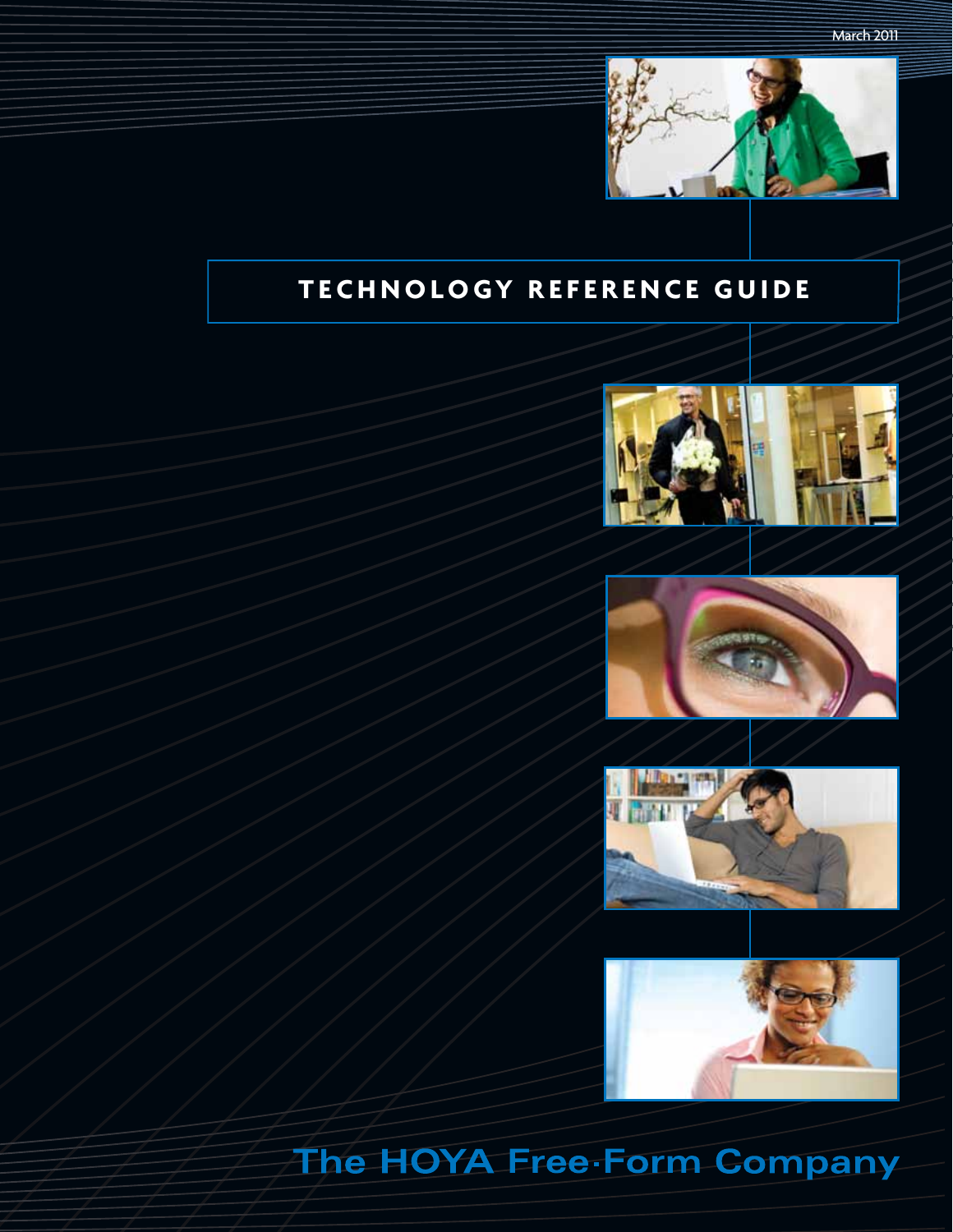March 2011

# TECHNOLOGY REFERENCE GUIDE

The HOYA Free-Form Company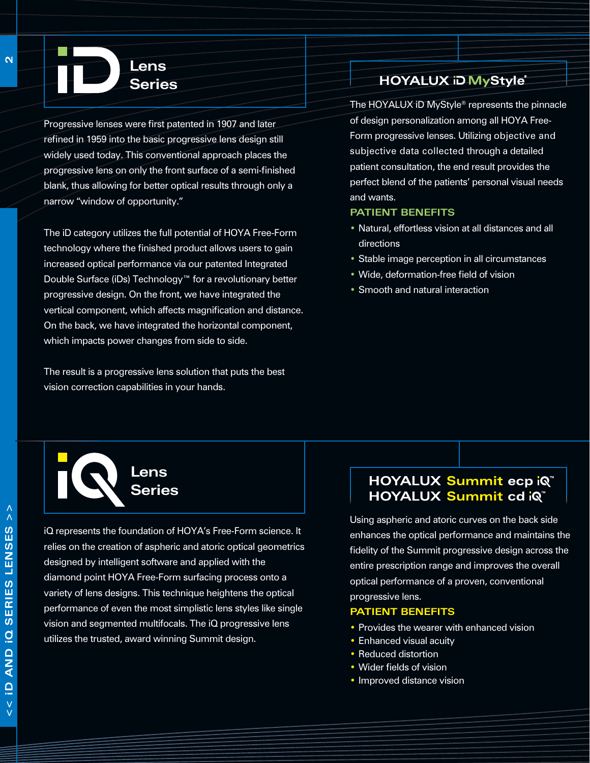# iD Lens Series

Progressive lenses were first patented in 1907 and later refined in 1959 into the basic progressive lens design still widely used today. This conventional approach places the progressive lens on only the front surface of a semi-finished blank, thus allowing for better optical results through only a narrow "window of opportunity."

The iD category utilizes the full potential of HOYA Free-Form technology where the finished product allows users to gain increased optical performance via our patented Integrated Double Surface (iDs) Technology™ for a revolutionary better progressive design. On the front, we have integrated the vertical component, which affects magnification and distance. On the back, we have integrated the horizontal component, which impacts power changes from side to side.

The result is a progressive lens solution that puts the best vision correction capabilities in your hands.

## HOYALUX iD MyStyle®

The HOYALUX iD MyStyle® represents the pinnacle of design personalization among all HOYA Free-Form progressive lenses. Utilizing objective and subjective data collected through a detailed patient consultation, the end result provides the perfect blend of the patients' personal visual needs and wants.

### PATIENT BENEFITS

- Natural, effortless vision at all distances and all directions
- Stable image perception in all circumstances
- Wide, deformation-free field of vision
- Smooth and natural interaction

# iQ Lens Series

iQ represents the foundation of HOYA's Free-Form science. It relies on the creation of aspheric and atoric optical geometrics designed by intelligent software and applied with the diamond point HOYA Free-Form surfacing process onto a variety of lens designs. This technique heightens the optical performance of even the most simplistic lens styles like single vision and segmented multifocals. The iQ progressive lens utilizes the trusted, award winning Summit design.

## HOYALUX Summit ecp iQ™
## HOYALUX Summit cd iQ™

Using aspheric and atoric curves on the back side enhances the optical performance and maintains the fidelity of the Summit progressive design across the entire prescription range and improves the overall optical performance of a proven, conventional progressive lens.

### PATIENT BENEFITS

- Provides the wearer with enhanced vision
- Enhanced visual acuity
- Reduced distortion
- Wider fields of vision
- Improved distance vision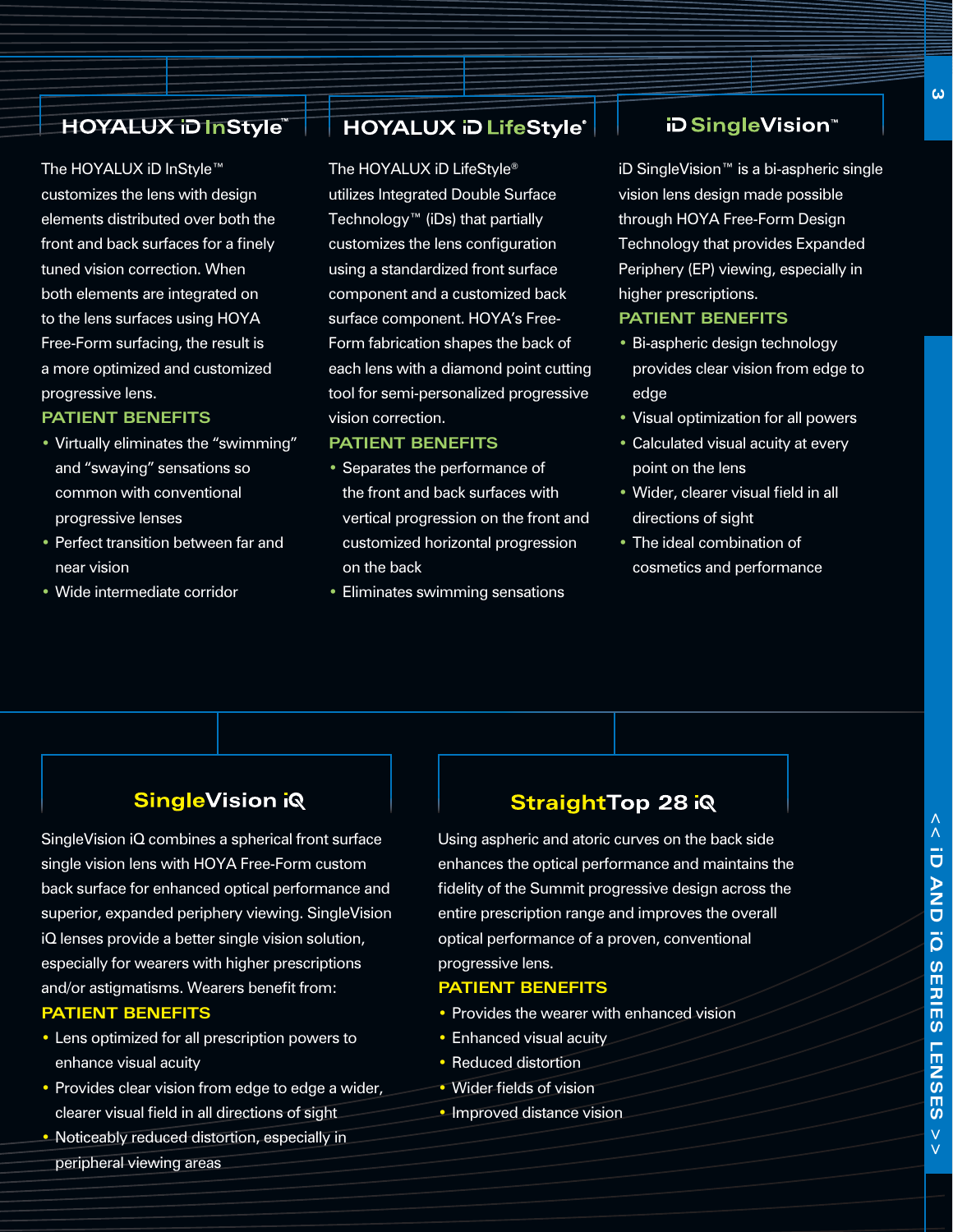## HOYALUX iD InStyle™

The HOYALUX iD InStyle™ customizes the lens with design elements distributed over both the front and back surfaces for a finely tuned vision correction. When both elements are integrated on to the lens surfaces using HOYA Free-Form surfacing, the result is a more optimized and customized progressive lens.

### PATIENT BENEFITS

- Virtually eliminates the "swimming" and "swaying" sensations so common with conventional progressive lenses
- Perfect transition between far and near vision
- Wide intermediate corridor

## HOYALUX iD LifeStyle®

The HOYALUX iD LifeStyle® utilizes Integrated Double Surface Technology™ (iDs) that partially customizes the lens configuration using a standardized front surface component and a customized back surface component. HOYA's Free-Form fabrication shapes the back of each lens with a diamond point cutting tool for semi-personalized progressive vision correction.

### PATIENT BENEFITS

- Separates the performance of the front and back surfaces with vertical progression on the front and customized horizontal progression on the back
- Eliminates swimming sensations

## iD SingleVision™

iD SingleVision™ is a bi-aspheric single vision lens design made possible through HOYA Free-Form Design Technology that provides Expanded Periphery (EP) viewing, especially in higher prescriptions.

### PATIENT BENEFITS

- Bi-aspheric design technology provides clear vision from edge to edge
- Visual optimization for all powers
- Calculated visual acuity at every point on the lens
- Wider, clearer visual field in all directions of sight
- The ideal combination of cosmetics and performance

## SingleVision iQ

SingleVision iQ combines a spherical front surface single vision lens with HOYA Free-Form custom back surface for enhanced optical performance and superior, expanded periphery viewing. SingleVision iQ lenses provide a better single vision solution, especially for wearers with higher prescriptions and/or astigmatisms. Wearers benefit from:

### PATIENT BENEFITS

- Lens optimized for all prescription powers to enhance visual acuity
- Provides clear vision from edge to edge a wider, clearer visual field in all directions of sight
- Noticeably reduced distortion, especially in peripheral viewing areas

## StraightTop 28 iQ

Using aspheric and atoric curves on the back side enhances the optical performance and maintains the fidelity of the Summit progressive design across the entire prescription range and improves the overall optical performance of a proven, conventional progressive lens.

### PATIENT BENEFITS

- Provides the wearer with enhanced vision
- Enhanced visual acuity
- Reduced distortion
- Wider fields of vision
- Improved distance vision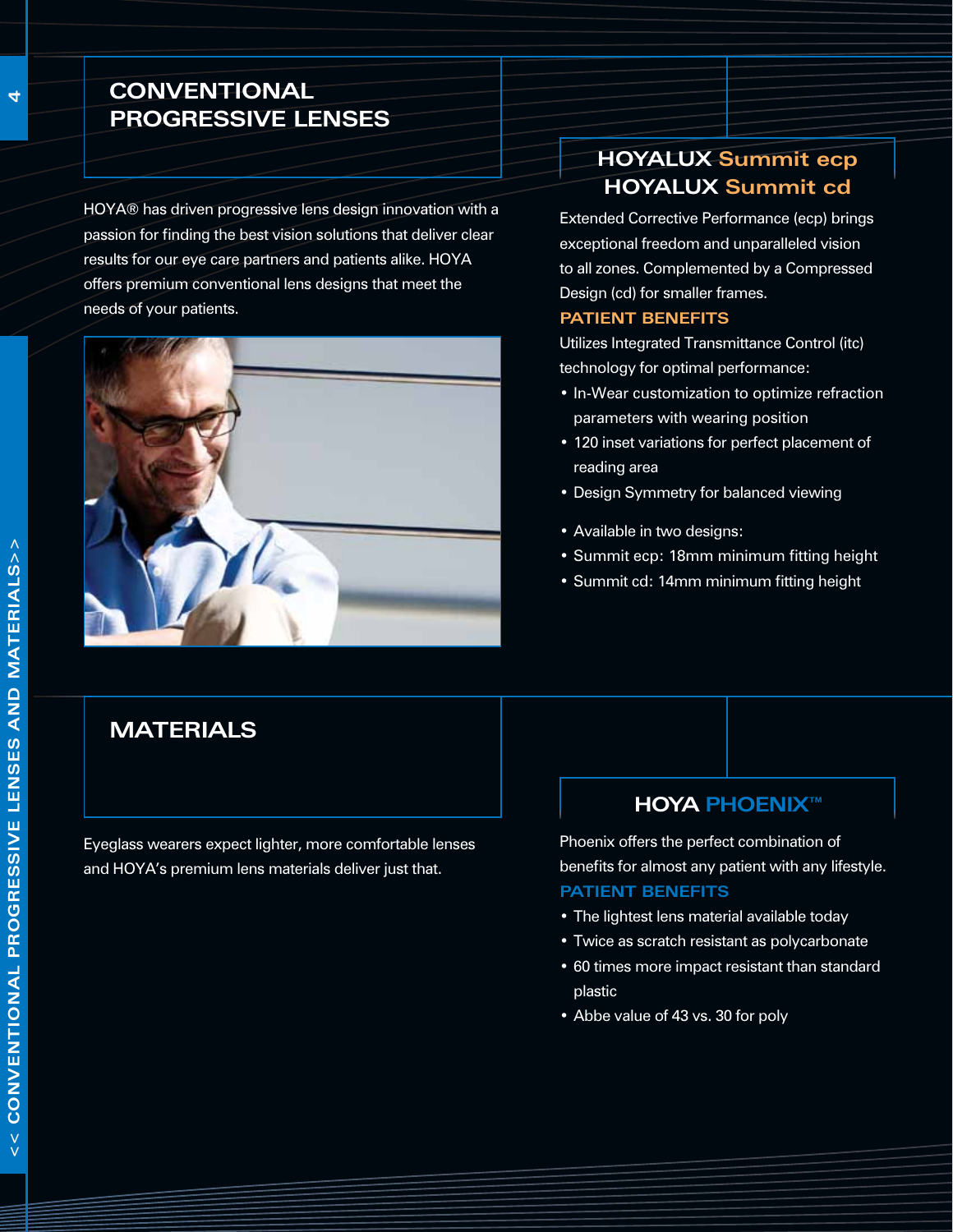## CONVENTIONAL PROGRESSIVE LENSES

HOYA® has driven progressive lens design innovation with a passion for finding the best vision solutions that deliver clear results for our eye care partners and patients alike. HOYA offers premium conventional lens designs that meet the needs of your patients.

### HOYALUX Summit ecp
### HOYALUX Summit cd

Extended Corrective Performance (ecp) brings exceptional freedom and unparalleled vision to all zones. Complemented by a Compressed Design (cd) for smaller frames.

#### PATIENT BENEFITS

Utilizes Integrated Transmittance Control (itc) technology for optimal performance:

- In-Wear customization to optimize refraction parameters with wearing position
- 120 inset variations for perfect placement of reading area
- Design Symmetry for balanced viewing

- Available in two designs:
- Summit ecp: 18mm minimum fitting height
- Summit cd: 14mm minimum fitting height

## MATERIALS

Eyeglass wearers expect lighter, more comfortable lenses and HOYA's premium lens materials deliver just that.

### HOYA PHOENIX™

Phoenix offers the perfect combination of benefits for almost any patient with any lifestyle.

#### PATIENT BENEFITS

- The lightest lens material available today
- Twice as scratch resistant as polycarbonate
- 60 times more impact resistant than standard plastic
- Abbe value of 43 vs. 30 for poly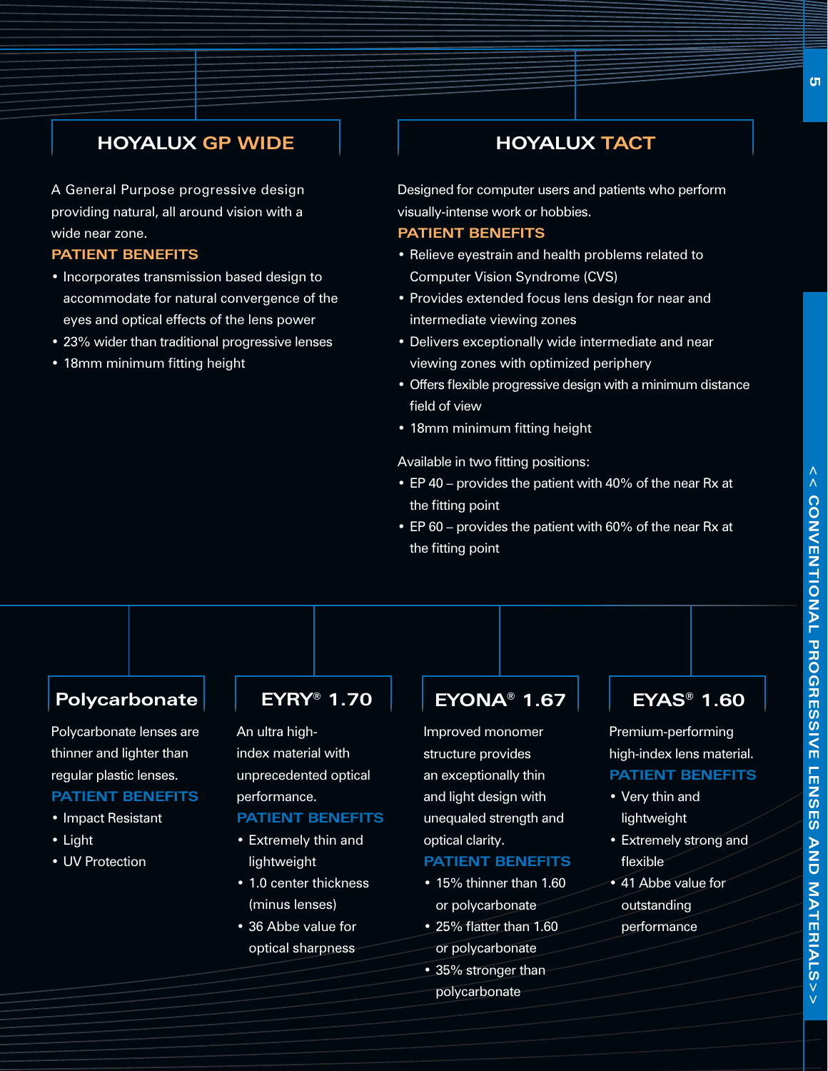## HOYALUX GP WIDE

A General Purpose progressive design providing natural, all around vision with a wide near zone.

**PATIENT BENEFITS**

- Incorporates transmission based design to accommodate for natural convergence of the eyes and optical effects of the lens power
- 23% wider than traditional progressive lenses
- 18mm minimum fitting height

## HOYALUX TACT

Designed for computer users and patients who perform visually-intense work or hobbies.

**PATIENT BENEFITS**

- Relieve eyestrain and health problems related to Computer Vision Syndrome (CVS)
- Provides extended focus lens design for near and intermediate viewing zones
- Delivers exceptionally wide intermediate and near viewing zones with optimized periphery
- Offers flexible progressive design with a minimum distance field of view
- 18mm minimum fitting height

Available in two fitting positions:

- EP 40 – provides the patient with 40% of the near Rx at the fitting point
- EP 60 – provides the patient with 60% of the near Rx at the fitting point

## Polycarbonate

Polycarbonate lenses are thinner and lighter than regular plastic lenses.

**PATIENT BENEFITS**

- Impact Resistant
- Light
- UV Protection

## EYRY® 1.70

An ultra high-index material with unprecedented optical performance.

**PATIENT BENEFITS**

- Extremely thin and lightweight
- 1.0 center thickness (minus lenses)
- 36 Abbe value for optical sharpness

## EYONA® 1.67

Improved monomer structure provides an exceptionally thin and light design with unequaled strength and optical clarity.

**PATIENT BENEFITS**

- 15% thinner than 1.60 or polycarbonate
- 25% flatter than 1.60 or polycarbonate
- 35% stronger than polycarbonate

## EYAS® 1.60

Premium-performing high-index lens material.

**PATIENT BENEFITS**

- Very thin and lightweight
- Extremely strong and flexible
- 41 Abbe value for outstanding performance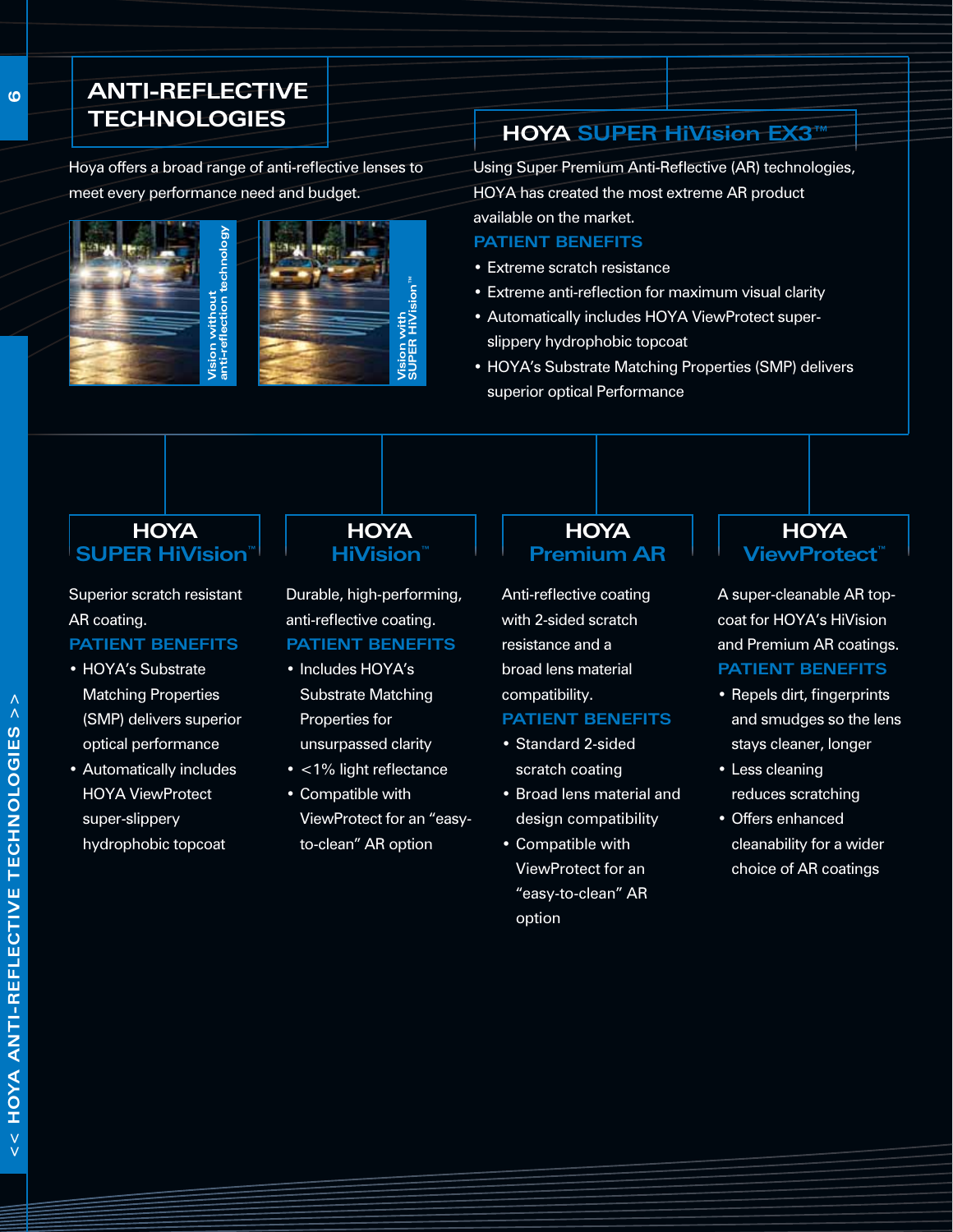# ANTI-REFLECTIVE TECHNOLOGIES

Hoya offers a broad range of anti-reflective lenses to meet every performance need and budget.

Vision without anti-reflection technology

Vision with SUPER HiVision™

## HOYA SUPER HiVision EX3™

Using Super Premium Anti-Reflective (AR) technologies, HOYA has created the most extreme AR product available on the market.

### PATIENT BENEFITS

- Extreme scratch resistance
- Extreme anti-reflection for maximum visual clarity
- Automatically includes HOYA ViewProtect super-slippery hydrophobic topcoat
- HOYA's Substrate Matching Properties (SMP) delivers superior optical Performance

## HOYA SUPER HiVision™

Superior scratch resistant AR coating.

### PATIENT BENEFITS

- HOYA's Substrate Matching Properties (SMP) delivers superior optical performance
- Automatically includes HOYA ViewProtect super-slippery hydrophobic topcoat

## HOYA HiVision™

Durable, high-performing, anti-reflective coating.

### PATIENT BENEFITS

- Includes HOYA's Substrate Matching Properties for unsurpassed clarity
- <1% light reflectance
- Compatible with ViewProtect for an "easy-to-clean" AR option

## HOYA Premium AR

Anti-reflective coating with 2-sided scratch resistance and a broad lens material compatibility.

### PATIENT BENEFITS

- Standard 2-sided scratch coating
- Broad lens material and design compatibility
- Compatible with ViewProtect for an "easy-to-clean" AR option

## HOYA ViewProtect™

A super-cleanable AR top-coat for HOYA's HiVision and Premium AR coatings.

### PATIENT BENEFITS

- Repels dirt, fingerprints and smudges so the lens stays cleaner, longer
- Less cleaning reduces scratching
- Offers enhanced cleanability for a wider choice of AR coatings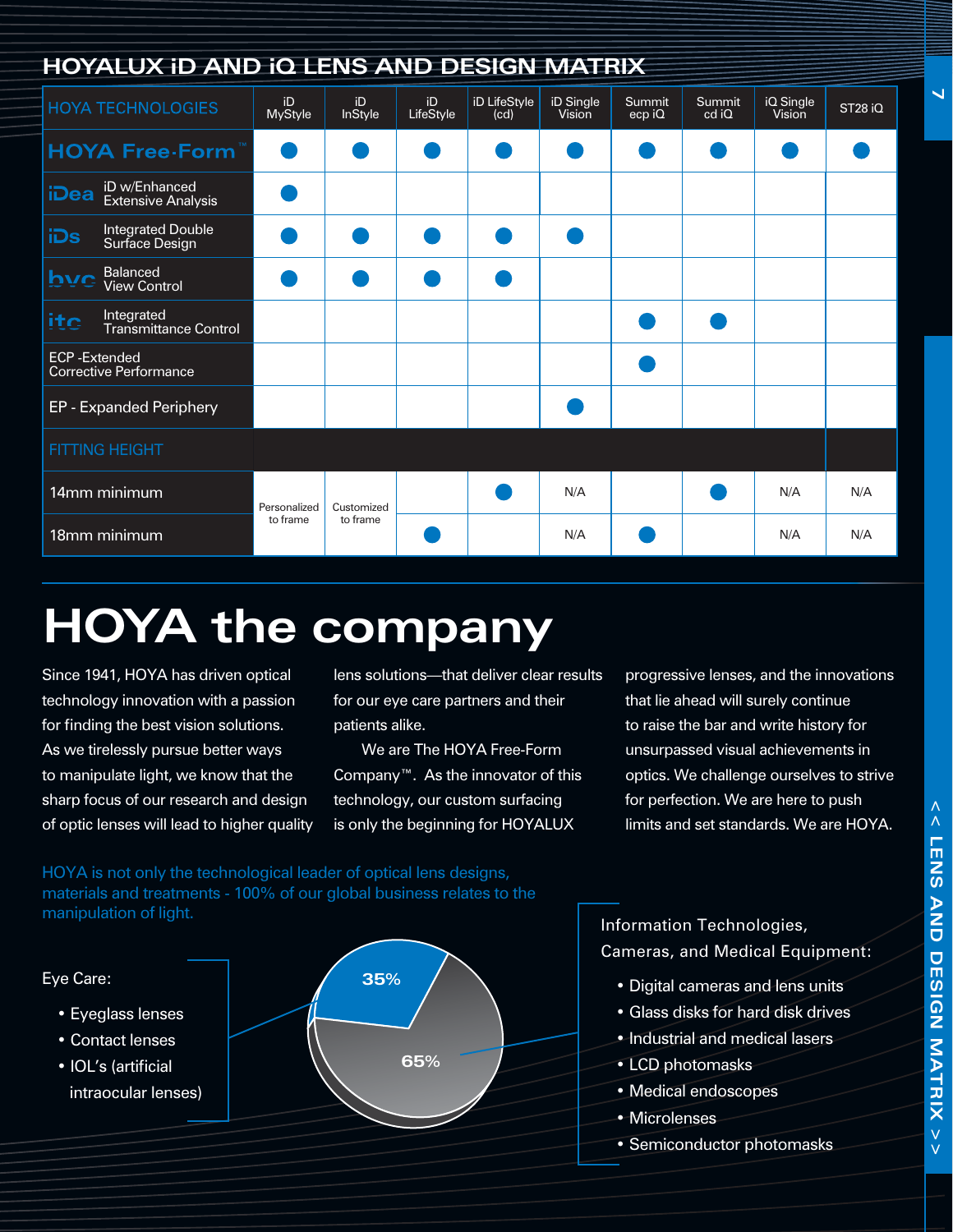## HOYALUX iD AND iQ LENS AND DESIGN MATRIX

| HOYA TECHNOLOGIES | iD MyStyle | iD InStyle | iD LifeStyle | iD LifeStyle (cd) | iD Single Vision | Summit ecp iQ | Summit cd iQ | iQ Single Vision | ST28 iQ |
|---|---|---|---|---|---|---|---|---|---|
| HOYA Free-Form™ | ● | ● | ● | ● | ● | ● | ● | ● | ● |
| iDea – iD w/Enhanced Extensive Analysis | ● | | | | | | | | |
| iDs – Integrated Double Surface Design | ● | ● | ● | ● | ● | | | | |
| bvc – Balanced View Control | ● | ● | ● | ● | | | | | |
| itc – Integrated Transmittance Control | | | | | | ● | ● | | |
| ECP -Extended Corrective Performance | | | | | | ● | | | |
| EP - Expanded Periphery | | | | | ● | | | | |
| **FITTING HEIGHT** | | | | | | | | | |
| 14mm minimum | Personalized to frame | Customized to frame | | ● | N/A | | ● | N/A | N/A |
| 18mm minimum | Personalized to frame | Customized to frame | ● | | N/A | ● | | N/A | N/A |

# HOYA the company

Since 1941, HOYA has driven optical technology innovation with a passion for finding the best vision solutions. As we tirelessly pursue better ways to manipulate light, we know that the sharp focus of our research and design of optic lenses will lead to higher quality lens solutions—that deliver clear results for our eye care partners and their patients alike.

We are The HOYA Free-Form Company™. As the innovator of this technology, our custom surfacing is only the beginning for HOYALUX progressive lenses, and the innovations that lie ahead will surely continue to raise the bar and write history for unsurpassed visual achievements in optics. We challenge ourselves to strive for perfection. We are here to push limits and set standards. We are HOYA.

HOYA is not only the technological leader of optical lens designs, materials and treatments - 100% of our global business relates to the manipulation of light.

Eye Care: 35%

- Eyeglass lenses
- Contact lenses
- IOL's (artificial intraocular lenses)

Information Technologies, Cameras, and Medical Equipment: 65%

- Digital cameras and lens units
- Glass disks for hard disk drives
- Industrial and medical lasers
- LCD photomasks
- Medical endoscopes
- Microlenses
- Semiconductor photomasks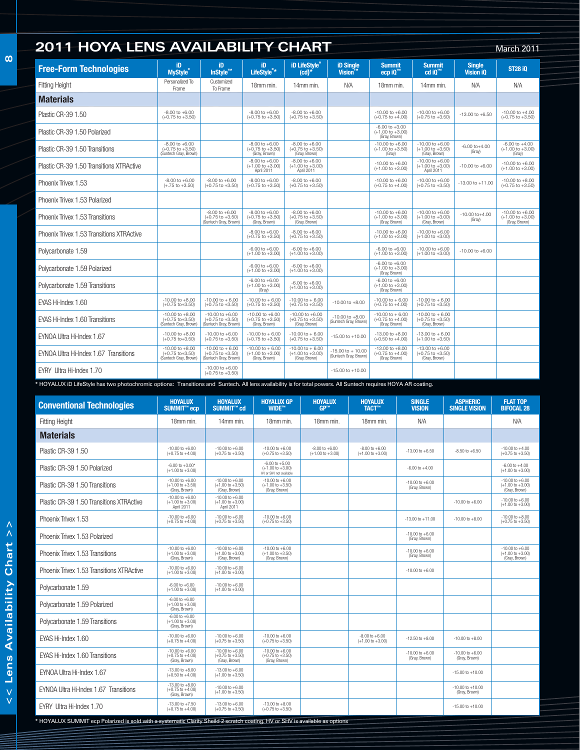# 2011 HOYA LENS AVAILABILITY CHART

March 2011

| Free-Form Technologies | iD MySTyle® | iD InStyle™ | iD LifeStyle®* | iD LifeStyle® (cd)* | iD Single Vision™ | Summit ecp iQ™ | Summit cd iQ™ | Single Vision iQ | ST28 iQ |
|---|---|---|---|---|---|---|---|---|---|
| Fitting Height | Personalized To Frame | Customized To Frame | 18mm min. | 14mm min. | N/A | 18mm min. | 14mm min. | N/A | N/A |
| **Materials** | | | | | | | | | |
| Plastic CR-39 1.50 | -8.00 to +6.00 (+0.75 to +3.50) | | -8.00 to +6.00 (+0.75 to +3.50) | -8.00 to +6.00 (+0.75 to +3.50) | | -10.00 to +6.00 (+0.75 to +4.00) | -10.00 to +6.00 (+0.75 to +3.50) | -13.00 to +6.50 | -10.00 to +4.00 (+0.75 to +3.50) |
| Plastic CR-39 1.50 Polarized | | | | | | -6.00 to +3.00 (+1.00 to +3.00) (Gray, Brown) | | | |
| Plastic CR-39 1.50 Transitions | -8.00 to +6.00 (+0.75 to +3.50) (Suntech Gray, Brown) | | -8.00 to +6.00 (+0.75 to +3.50) (Gray, Brown) | -8.00 to +6.00 (+0.75 to +3.50) (Gray, Brown) | | -10.00 to +6.00 (+1.00 to +3.50) (Gray) | -10.00 to +6.00 (+1.00 to +3.50) (Gray, Brown) | -6.00 to+4.00 (Gray) | -6.00 to +4.00 (+1.00 to +3.00) (Gray) |
| Plastic CR-39 1.50 Transitions XTRActive | | | -8.00 to +6.00 (+1.00 to +3.00) April 2011 | -8.00 to +6.00 (+1.00 to +3.00) April 2011 | | -10.00 to +6.00 (+1.00 to +3.00) | -10.00 to +6.00 (+1.00 to +3.00) April 2011 | -10.00 to +6.00 | -10.00 to +6.00 (+1.00 to +3.00) |
| Phoenix Trivex 1.53 | -8.00 to +6.00 (+.75 to +3.50) | -8.00 to +6.00 (+0.75 to +3.50) | -8.00 to +6.00 (+0.75 to +3.50) | -8.00 to +6.00 (+0.75 to +3.50) | | -10.00 to +6.00 (+0.75 to +4.00) | -10.00 to +6.00 (+0.75 to +3.50) | -13.00 to +11.00 | -10.00 to +8.00 (+0.75 to +3.50) |
| Phoenix Trivex 1.53 Polarized | | | | | | | | | |
| Phoenix Trivex 1.53 Transitions | | -8.00 to +6.00 (+0.75 to +3.50) (Suntech Gray, Brown) | -8.00 to +6.00 (+0.75 to +3.50) (Gray, Brown) | -8.00 to +6.00 (+0.75 to +3.50) (Gray, Brown) | | -10.00 to +6.00 (+1.00 to +3.00) (Gray, Brown) | -10.00 to +6.00 (+1.00 to +3.00) (Gray, Brown) | -10.00 to+4.00 (Gray) | -10.00 to +6.00 (+1.00 to +3.00) (Gray, Brown) |
| Phoenix Trivex 1.53 Transitions XTRActive | | | -8.00 to +6.00 (+0.75 to +3.50) | -8.00 to +6.00 (+0.75 to +3.50) | | -10.00 to +6.00 (+1.00 to +3.00) | -10.00 to +6.00 (+1.00 to +3.00) | | |
| Polycarbonate 1.59 | | | -6.00 to +6.00 (+1.00 to +3.00) | -6.00 to +6.00 (+1.00 to +3.00) | | -6.00 to +6.00 (+1.00 to +3.00) | -10.00 to +6.00 (+1.00 to +3.00) | -10.00 to +6.00 | |
| Polycarbonate 1.59 Polarized | | | -6.00 to +6.00 (+1.00 to +3.00) | -6.00 to +6.00 (+1.00 to +3.00) | | -6.00 to +6.00 (+1.00 to +3.00) (Gray, Brown) | | | |
| Polycarbonate 1.59 Transitions | | | -6.00 to +6.00 (+1.00 to +3.00) (Gray) | -6.00 to +6.00 (+1.00 to +3.00) | | -6.00 to +6.00 (+1.00 to +3.00) (Gray, Brown) | | | |
| EYAS Hi-Index 1.60 | -10.00 to +8.00 (+0.75 to+3.50) | -10.00 to + 6.00 (+0.75 to +3.50) | -10.00 to + 6.00 (+0.75 to +3.50) | -10.00 to + 6.00 (+0.75 to +3.50) | -10.00 to +8.00 | -10.00 to + 6.00 (+0.75 to +4.00) | -10.00 to + 6.00 (+0.75 to +3.50) | | |
| EYAS Hi-Index 1.60 Transitions | -10.00 to +8.00 (+0.75 to+3.50) (Suntech Gray, Brown) | -10.00 to + 6.00 (+0.75 to +3.50) (Suntech Gray, Brown) | -10.00 to + 6.00 (+0.75 to +3.50) (Gray, Brown) | -10.00 to + 6.00 (+0.75 to +3.50) (Gray, Brown) | -10.00 to +8.00 (Suntech Gray, Brown) | -10.00 to + 6.00 (+0.75 to +4.00) (Gray, Brown) | -10.00 to + 6.00 (+0.75 to +3.50) (Gray, Brown) | | |
| EYNOA Ultra Hi-Index 1.67 | -10.00 to +8.00 (+0.75 to+3.50) | -10.00 to +6.00 (+0.75 to +3.50) | -10.00 to + 6.00 (+0.75 to +3.50) | -10.00 to + 6.00 (+0.75 to +3.50) | -15.00 to +10.00 | -13.00 to +8.00 (+0.50 to +4.00) | -13.00 to + 6.00 (+1.00 to +3.50) | | |
| EYNOA Ultra Hi-Index 1.67 Transitions | -10.00 to +8.00 (+0.75 to+3.50) (Suntech Gray, Brown) | -10.00 to + 6.00 (+0.75 to +3.50) (Suntech Gray, Brown) | -10.00 to + 6.00 (+1.00 to +3.00) (Gray, Brown) | -10.00 to + 6.00 (+1.00 to +3.00) (Gray, Brown) | -15.00 to + 10.00 (Suntech Gray, Brown) | -13.00 to +8.00 (+0.75 to +4.00) (Gray, Brown) | -13.00 to +6.00 (+0.75 to +3.50) (Gray, Brown) | | |
| EYRY Ultra Hi-Index 1.70 | | -10.00 to +6.00 (+0.75 to +3.50) | | | -15.00 to +10.00 | | | | |

* HOYALUX iD LifeStyle has two photochromic options: Transitions and Suntech. All lens availability is for total powers. All Suntech requires HOYA AR coating.

| Conventional Technologies | HOYALUX SUMMIT™ ecp | HOYALUX SUMMIT™ cd | HOYALUX GP WIDE™ | HOYALUX GP™ | HOYALUX TACT™ | SINGLE VISION | ASPHERIC SINGLE VISION | FLAT TOP BIFOCAL 28 |
|---|---|---|---|---|---|---|---|---|
| Fitting Height | 18mm min. | 14mm min. | 18mm min. | 18mm min. | 18mm min. | N/A | | N/A |
| **Materials** | | | | | | | | |
| Plastic CR-39 1.50 | -10.00 to +6.00 (+0.75 to +4.00) | -10.00 to +6.00 (+0.75 to +3.50) | -10.00 to +6.00 (+0.75 to +3.50) | -8.00 to +6.00 (+1.00 to +3.00) | -8.00 to +6.00 (+1.00 to +3.00) | -13.00 to +6.50 | -8.50 to +6.50 | -10.00 to +4.00 (+0.75 to +3.50) |
| Plastic CR-39 1.50 Polarized | -6.00 to +3.00* (+1.00 to +3.00) | | -6.00 to +5.00 (+1.00 to +3.00) HV or SHV not available | | | -6.00 to +4.00 | | -6.00 to +4.00 (+1.00 to +3.00) |
| Plastic CR-39 1.50 Transitions | -10.00 to +6.00 (+1.00 to +3.50) (Gray, Brown) | -10.00 to +6.00 (+1.00 to +3.50) (Gray, Brown) | -10.00 to +6.00 (+1.00 to +3.50) (Gray, Brown) | | | -10.00 to +6.00 (Gray, Brown) | | -10.00 to +6.00 (+1.00 to +3.00) (Gray, Brown) |
| Plastic CR-39 1.50 Transitions XTRActive | -10.00 to +6.00 (+1.00 to +3.00) April 2011 | -10.00 to +6.00 (+1.00 to +3.00) April 2011 | | | | | -10.00 to +6.00 | -10.00 to +6.00 (+1.00 to +3.00) |
| Phoenix Trivex 1.53 | -10.00 to +6.00 (+0.75 to +4.00) | -10.00 to +6.00 (+0.75 to +3.50) | -10.00 to +6.00 (+0.75 to +3.50) | | | -13.00 to +11.00 | -10.00 to +8.00 | -10.00 to +8.00 (+0.75 to +3.50) |
| Phoenix Trivex 1.53 Polarized | | | | | | -10.00 to +6.00 (Gray, Brown) | | |
| Phoenix Trivex 1.53 Transitions | -10.00 to +6.00 (+1.00 to +3.00) (Gray, Brown) | -10.00 to +6.00 (+1.00 to +3.00) (Gray, Brown) | -10.00 to +6.00 (+1.00 to +3.50) (Gray, Brown) | | | -10.00 to +6.00 (Gray, Brown) | | -10.00 to +6.00 (+1.00 to +3.00) (Gray, Brown) |
| Phoenix Trivex 1.53 Transitions XTRActive | -10.00 to +6.00 (+1.00 to +3.00) | -10.00 to +6.00 (+1.00 to +3.00) | | | | -10.00 to +6.00 | | |
| Polycarbonate 1.59 | -6.00 to +6.00 (+1.00 to +3.00) | -10.00 to +6.00 (+1.00 to +3.00) | | | | | | |
| Polycarbonate 1.59 Polarized | -6.00 to +6.00 (+1.00 to +3.00) (Gray, Brown) | | | | | | | |
| Polycarbonate 1.59 Transitions | -6.00 to +6.00 (+1.00 to +3.00) (Gray, Brown) | | | | | | | |
| EYAS Hi-Index 1.60 | -10.00 to +6.00 (+0.75 to +4.00) | -10.00 to +6.00 (+0.75 to +3.50) | -10.00 to +6.00 (+0.75 to +3.50) | | -8.00 to +6.00 (+1.00 to +3.00) | -12.50 to +8.00 | -10.00 to +8.00 | |
| EYAS Hi-Index 1.60 Transitions | -10.00 to +6.00 (+0.75 to +4.00) (Gray, Brown) | -10.00 to +6.00 (+0.75 to +3.50) (Gray, Brown) | -10.00 to +6.00 (+0.75 to +3.50) (Gray, Brown) | | | -10.00 to +6.00 (Gray, Brown) | -10.00 to +6.00 (Gray, Brown) | |
| EYNOA Ultra Hi-Index 1.67 | -13.00 to +8.00 (+0.50 to +4.00) | -13.00 to +6.00 (+1.00 to +3.50) | | | | | -15.00 to +10.00 | |
| EYNOA Ultra Hi-Index 1.67 Transitions | -13.00 to +8.00 (+0.75 to +4.00) (Gray, Brown) | -10.00 to +6.00 (+1.00 to +3.50) | | | | | -10.00 to +10.00 (Gray, Brown) | |
| EYRY Ultra Hi-Index 1.70 | -13.00 to +7.50 (+0.75 to +4.00) | -13.00 to +6.00 (+0.75 to +3.50) | -13.00 to +8.00 (+0.75 to +3.50) | | | | -15.00 to +10.00 | |

* HOYALUX SUMMIT ecp Polarized is sold with a systematic Clarity Sheild 2 scratch coating. HV or SHV is available as options

<< Lens Availability Chart >>